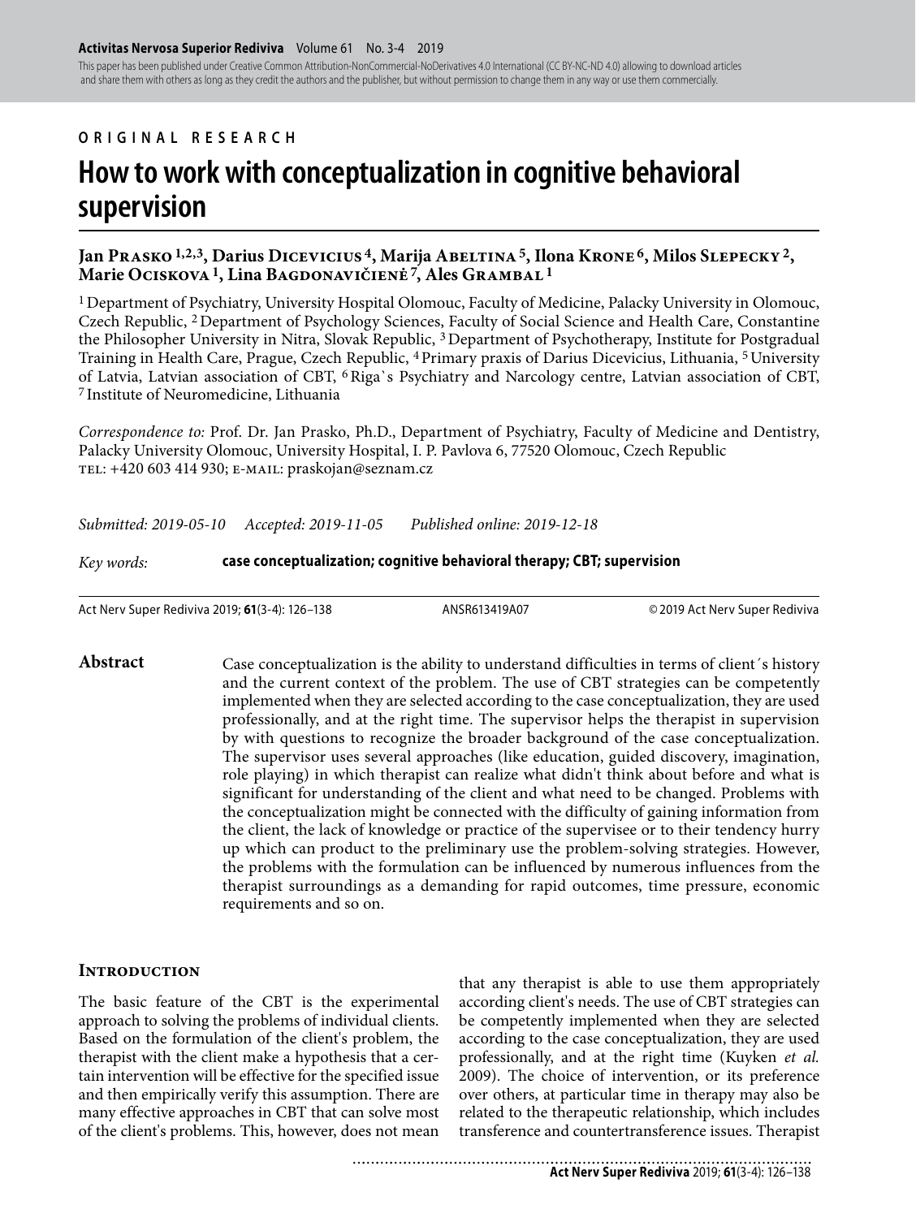ORIGINAL RESEARCH

# How to work with conceptualization in cognitive behavioral supervision

**Jan Prasko [1,2,3], Darius Dicevicius [4], Marija Abeltina [5], Ilona Krone [6], Milos Slepecky [2], Marie Ociskova [1], Lina Bagdonavičienė [7], Ales Grambal [1]**

[1] Department of Psychiatry, University Hospital Olomouc, Faculty of Medicine, Palacky University in Olomouc, Czech Republic, [2] Department of Psychology Sciences, Faculty of Social Science and Health Care, Constantine the Philosopher University in Nitra, Slovak Republic, [3] Department of Psychotherapy, Institute for Postgradual Training in Health Care, Prague, Czech Republic, [4] Primary praxis of Darius Dicevicius, Lithuania, [5] University of Latvia, Latvian association of CBT, [6] Riga`s Psychiatry and Narcology centre, Latvian association of CBT, [7] Institute of Neuromedicine, Lithuania

*Correspondence to:* Prof. Dr. Jan Prasko, Ph.D., Department of Psychiatry, Faculty of Medicine and Dentistry, Palacky University Olomouc, University Hospital, I. P. Pavlova 6, 77520 Olomouc, Czech Republic
TEL: +420 603 414 930; E-MAIL: praskojan@seznam.cz

*Submitted: 2019-05-10 Accepted: 2019-11-05 Published online: 2019-12-18*

*Key words:* **case conceptualization; cognitive behavioral therapy; CBT; supervision**

Act Nerv Super Rediviva 2019; **61**(3-4): 126–138 ANSR613419A07 © 2019 Act Nerv Super Rediviva

**Abstract**

Case conceptualization is the ability to understand difficulties in terms of client´s history and the current context of the problem. The use of CBT strategies can be competently implemented when they are selected according to the case conceptualization, they are used professionally, and at the right time. The supervisor helps the therapist in supervision by with questions to recognize the broader background of the case conceptualization. The supervisor uses several approaches (like education, guided discovery, imagination, role playing) in which therapist can realize what didn't think about before and what is significant for understanding of the client and what need to be changed. Problems with the conceptualization might be connected with the difficulty of gaining information from the client, the lack of knowledge or practice of the supervisee or to their tendency hurry up which can product to the preliminary use the problem-solving strategies. However, the problems with the formulation can be influenced by numerous influences from the therapist surroundings as a demanding for rapid outcomes, time pressure, economic requirements and so on.

## Introduction

The basic feature of the CBT is the experimental approach to solving the problems of individual clients. Based on the formulation of the client's problem, the therapist with the client make a hypothesis that a certain intervention will be effective for the specified issue and then empirically verify this assumption. There are many effective approaches in CBT that can solve most of the client's problems. This, however, does not mean that any therapist is able to use them appropriately according client's needs. The use of CBT strategies can be competently implemented when they are selected according to the case conceptualization, they are used professionally, and at the right time (Kuyken *et al.* 2009). The choice of intervention, or its preference over others, at particular time in therapy may also be related to the therapeutic relationship, which includes transference and countertransference issues. Therapist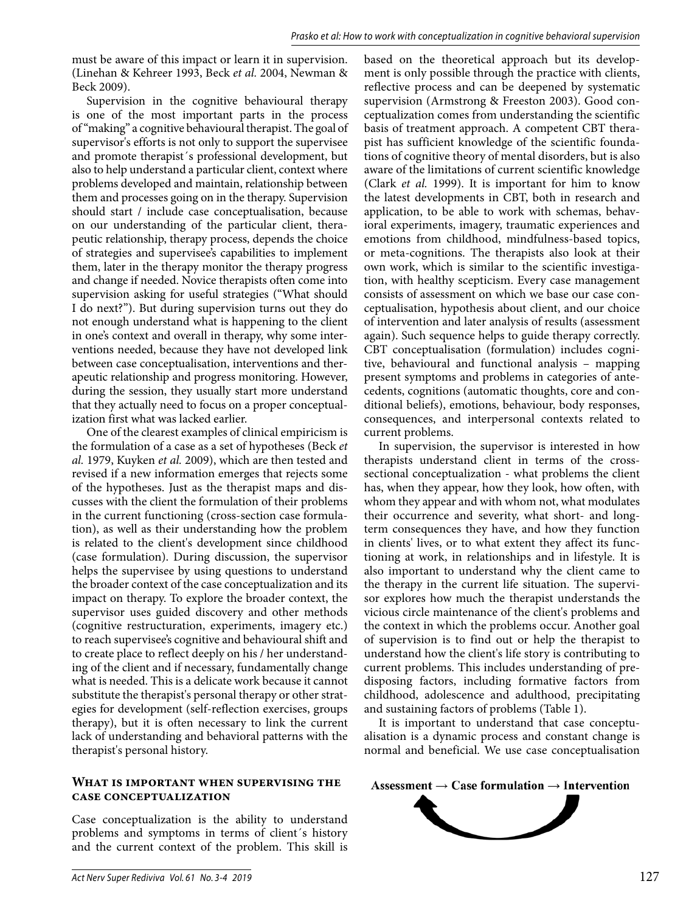must be aware of this impact or learn it in supervision. (Linehan & Kehreer 1993, Beck *et al.* 2004, Newman & Beck 2009).

Supervision in the cognitive behavioural therapy is one of the most important parts in the process of "making" a cognitive behavioural therapist. The goal of supervisor's efforts is not only to support the supervisee and promote therapist´s professional development, but also to help understand a particular client, context where problems developed and maintain, relationship between them and processes going on in the therapy. Supervision should start / include case conceptualisation, because on our understanding of the particular client, therapeutic relationship, therapy process, depends the choice of strategies and supervisee's capabilities to implement them, later in the therapy monitor the therapy progress and change if needed. Novice therapists often come into supervision asking for useful strategies ("What should I do next?"). But during supervision turns out they do not enough understand what is happening to the client in one's context and overall in therapy, why some interventions needed, because they have not developed link between case conceptualisation, interventions and therapeutic relationship and progress monitoring. However, during the session, they usually start more understand that they actually need to focus on a proper conceptualization first what was lacked earlier.

One of the clearest examples of clinical empiricism is the formulation of a case as a set of hypotheses (Beck *et al.* 1979, Kuyken *et al.* 2009), which are then tested and revised if a new information emerges that rejects some of the hypotheses. Just as the therapist maps and discusses with the client the formulation of their problems in the current functioning (cross-section case formulation), as well as their understanding how the problem is related to the client's development since childhood (case formulation). During discussion, the supervisor helps the supervisee by using questions to understand the broader context of the case conceptualization and its impact on therapy. To explore the broader context, the supervisor uses guided discovery and other methods (cognitive restructuration, experiments, imagery etc.) to reach supervisee's cognitive and behavioural shift and to create place to reflect deeply on his / her understanding of the client and if necessary, fundamentally change what is needed. This is a delicate work because it cannot substitute the therapist's personal therapy or other strategies for development (self-reflection exercises, groups therapy), but it is often necessary to link the current lack of understanding and behavioral patterns with the therapist's personal history.

## What is important when supervising the case conceptualization

Case conceptualization is the ability to understand problems and symptoms in terms of client´s history and the current context of the problem. This skill is based on the theoretical approach but its development is only possible through the practice with clients, reflective process and can be deepened by systematic supervision (Armstrong & Freeston 2003). Good conceptualization comes from understanding the scientific basis of treatment approach. A competent CBT therapist has sufficient knowledge of the scientific foundations of cognitive theory of mental disorders, but is also aware of the limitations of current scientific knowledge (Clark *et al.* 1999). It is important for him to know the latest developments in CBT, both in research and application, to be able to work with schemas, behavioral experiments, imagery, traumatic experiences and emotions from childhood, mindfulness-based topics, or meta-cognitions. The therapists also look at their own work, which is similar to the scientific investigation, with healthy scepticism. Every case management consists of assessment on which we base our case conceptualisation, hypothesis about client, and our choice of intervention and later analysis of results (assessment again). Such sequence helps to guide therapy correctly. CBT conceptualisation (formulation) includes cognitive, behavioural and functional analysis – mapping present symptoms and problems in categories of antecedents, cognitions (automatic thoughts, core and conditional beliefs), emotions, behaviour, body responses, consequences, and interpersonal contexts related to current problems.

In supervision, the supervisor is interested in how therapists understand client in terms of the cross-sectional conceptualization - what problems the client has, when they appear, how they look, how often, with whom they appear and with whom not, what modulates their occurrence and severity, what short- and long-term consequences they have, and how they function in clients' lives, or to what extent they affect its functioning at work, in relationships and in lifestyle. It is also important to understand why the client came to the therapy in the current life situation. The supervisor explores how much the therapist understands the vicious circle maintenance of the client's problems and the context in which the problems occur. Another goal of supervision is to find out or help the therapist to understand how the client's life story is contributing to current problems. This includes understanding of predisposing factors, including formative factors from childhood, adolescence and adulthood, precipitating and sustaining factors of problems (Table 1).

It is important to understand that case conceptualisation is a dynamic process and constant change is normal and beneficial. We use case conceptualisation

**Assessment → Case formulation → Intervention**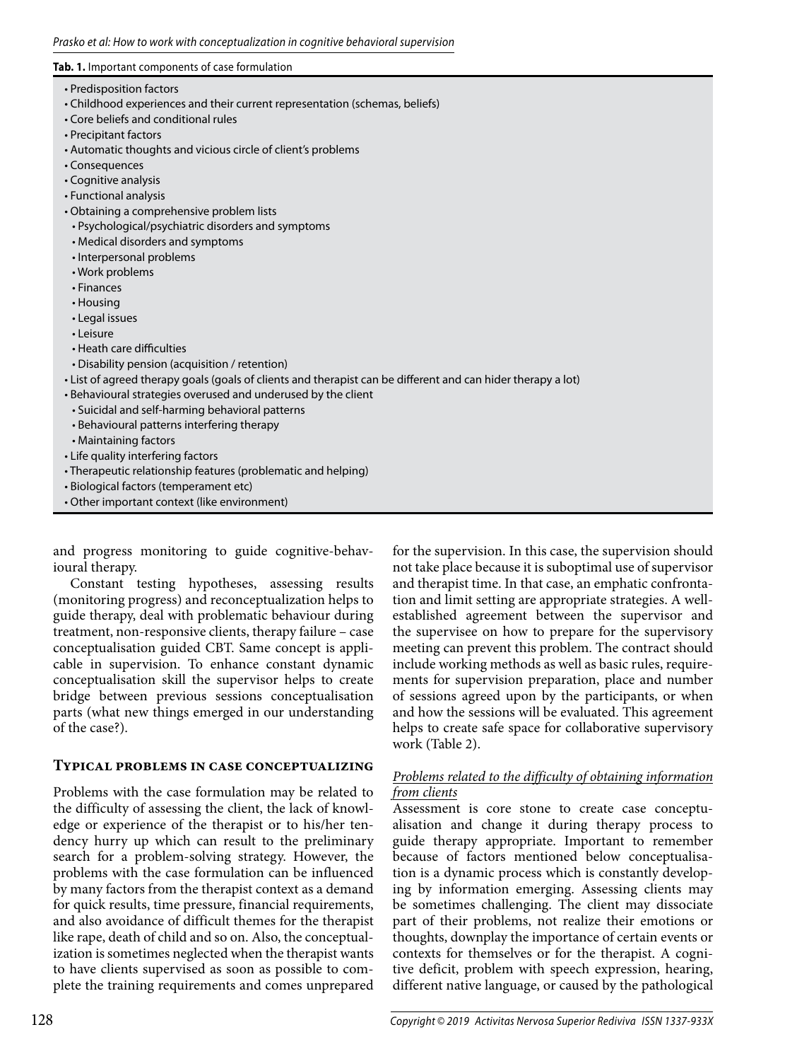**Tab. 1.** Important components of case formulation

- Predisposition factors
- Childhood experiences and their current representation (schemas, beliefs)
- Core beliefs and conditional rules
- Precipitant factors
- Automatic thoughts and vicious circle of client's problems
- Consequences
- Cognitive analysis
- Functional analysis
- Obtaining a comprehensive problem lists
  - Psychological/psychiatric disorders and symptoms
  - Medical disorders and symptoms
  - Interpersonal problems
  - Work problems
  - Finances
  - Housing
  - Legal issues
  - Leisure
  - Heath care difficulties
  - Disability pension (acquisition / retention)
- List of agreed therapy goals (goals of clients and therapist can be different and can hider therapy a lot)
- Behavioural strategies overused and underused by the client
  - Suicidal and self-harming behavioral patterns
  - Behavioural patterns interfering therapy
  - Maintaining factors
- Life quality interfering factors
- Therapeutic relationship features (problematic and helping)
- Biological factors (temperament etc)
- Other important context (like environment)

and progress monitoring to guide cognitive-behavioural therapy.

Constant testing hypotheses, assessing results (monitoring progress) and reconceptualization helps to guide therapy, deal with problematic behaviour during treatment, non-responsive clients, therapy failure – case conceptualisation guided CBT. Same concept is applicable in supervision. To enhance constant dynamic conceptualisation skill the supervisor helps to create bridge between previous sessions conceptualisation parts (what new things emerged in our understanding of the case?).

## Typical problems in case conceptualizing

Problems with the case formulation may be related to the difficulty of assessing the client, the lack of knowledge or experience of the therapist or to his/her tendency hurry up which can result to the preliminary search for a problem-solving strategy. However, the problems with the case formulation can be influenced by many factors from the therapist context as a demand for quick results, time pressure, financial requirements, and also avoidance of difficult themes for the therapist like rape, death of child and so on. Also, the conceptualization is sometimes neglected when the therapist wants to have clients supervised as soon as possible to complete the training requirements and comes unprepared for the supervision. In this case, the supervision should not take place because it is suboptimal use of supervisor and therapist time. In that case, an emphatic confrontation and limit setting are appropriate strategies. A well-established agreement between the supervisor and the supervisee on how to prepare for the supervisory meeting can prevent this problem. The contract should include working methods as well as basic rules, requirements for supervision preparation, place and number of sessions agreed upon by the participants, or when and how the sessions will be evaluated. This agreement helps to create safe space for collaborative supervisory work (Table 2).

### Problems related to the difficulty of obtaining information from clients

Assessment is core stone to create case conceptualisation and change it during therapy process to guide therapy appropriate. Important to remember because of factors mentioned below conceptualisation is a dynamic process which is constantly developing by information emerging. Assessing clients may be sometimes challenging. The client may dissociate part of their problems, not realize their emotions or thoughts, downplay the importance of certain events or contexts for themselves or for the therapist. A cognitive deficit, problem with speech expression, hearing, different native language, or caused by the pathological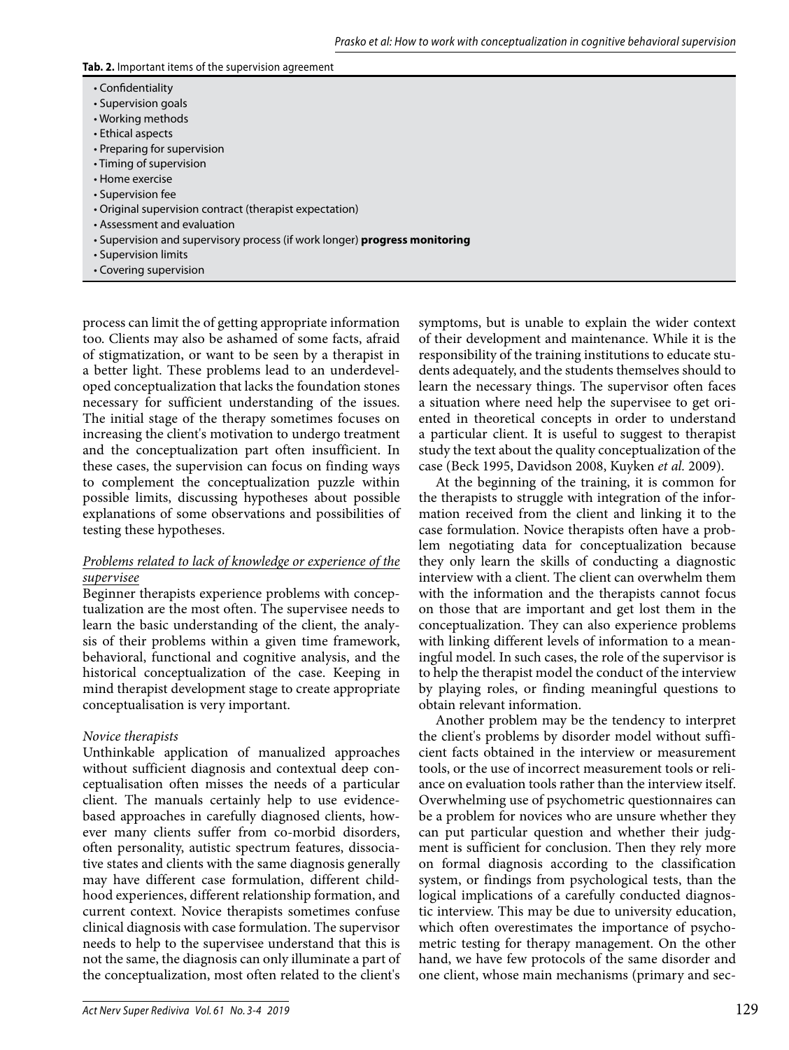**Tab. 2.** Important items of the supervision agreement

- Confidentiality
- Supervision goals
- Working methods
- Ethical aspects
- Preparing for supervision
- Timing of supervision
- Home exercise
- Supervision fee
- Original supervision contract (therapist expectation)
- Assessment and evaluation
- Supervision and supervisory process (if work longer) **progress monitoring**
- Supervision limits
- Covering supervision

process can limit the of getting appropriate information too. Clients may also be ashamed of some facts, afraid of stigmatization, or want to be seen by a therapist in a better light. These problems lead to an underdeveloped conceptualization that lacks the foundation stones necessary for sufficient understanding of the issues. The initial stage of the therapy sometimes focuses on increasing the client's motivation to undergo treatment and the conceptualization part often insufficient. In these cases, the supervision can focus on finding ways to complement the conceptualization puzzle within possible limits, discussing hypotheses about possible explanations of some observations and possibilities of testing these hypotheses.

<u>*Problems related to lack of knowledge or experience of the supervisee*</u>

Beginner therapists experience problems with conceptualization are the most often. The supervisee needs to learn the basic understanding of the client, the analysis of their problems within a given time framework, behavioral, functional and cognitive analysis, and the historical conceptualization of the case. Keeping in mind therapist development stage to create appropriate conceptualisation is very important.

*Novice therapists*

Unthinkable application of manualized approaches without sufficient diagnosis and contextual deep conceptualisation often misses the needs of a particular client. The manuals certainly help to use evidence-based approaches in carefully diagnosed clients, however many clients suffer from co-morbid disorders, often personality, autistic spectrum features, dissociative states and clients with the same diagnosis generally may have different case formulation, different childhood experiences, different relationship formation, and current context. Novice therapists sometimes confuse clinical diagnosis with case formulation. The supervisor needs to help to the supervisee understand that this is not the same, the diagnosis can only illuminate a part of the conceptualization, most often related to the client's symptoms, but is unable to explain the wider context of their development and maintenance. While it is the responsibility of the training institutions to educate students adequately, and the students themselves should to learn the necessary things. The supervisor often faces a situation where need help the supervisee to get oriented in theoretical concepts in order to understand a particular client. It is useful to suggest to therapist study the text about the quality conceptualization of the case (Beck 1995, Davidson 2008, Kuyken *et al.* 2009).

At the beginning of the training, it is common for the therapists to struggle with integration of the information received from the client and linking it to the case formulation. Novice therapists often have a problem negotiating data for conceptualization because they only learn the skills of conducting a diagnostic interview with a client. The client can overwhelm them with the information and the therapists cannot focus on those that are important and get lost them in the conceptualization. They can also experience problems with linking different levels of information to a meaningful model. In such cases, the role of the supervisor is to help the therapist model the conduct of the interview by playing roles, or finding meaningful questions to obtain relevant information.

Another problem may be the tendency to interpret the client's problems by disorder model without sufficient facts obtained in the interview or measurement tools, or the use of incorrect measurement tools or reliance on evaluation tools rather than the interview itself. Overwhelming use of psychometric questionnaires can be a problem for novices who are unsure whether they can put particular question and whether their judgment is sufficient for conclusion. Then they rely more on formal diagnosis according to the classification system, or findings from psychological tests, than the logical implications of a carefully conducted diagnostic interview. This may be due to university education, which often overestimates the importance of psychometric testing for therapy management. On the other hand, we have few protocols of the same disorder and one client, whose main mechanisms (primary and sec-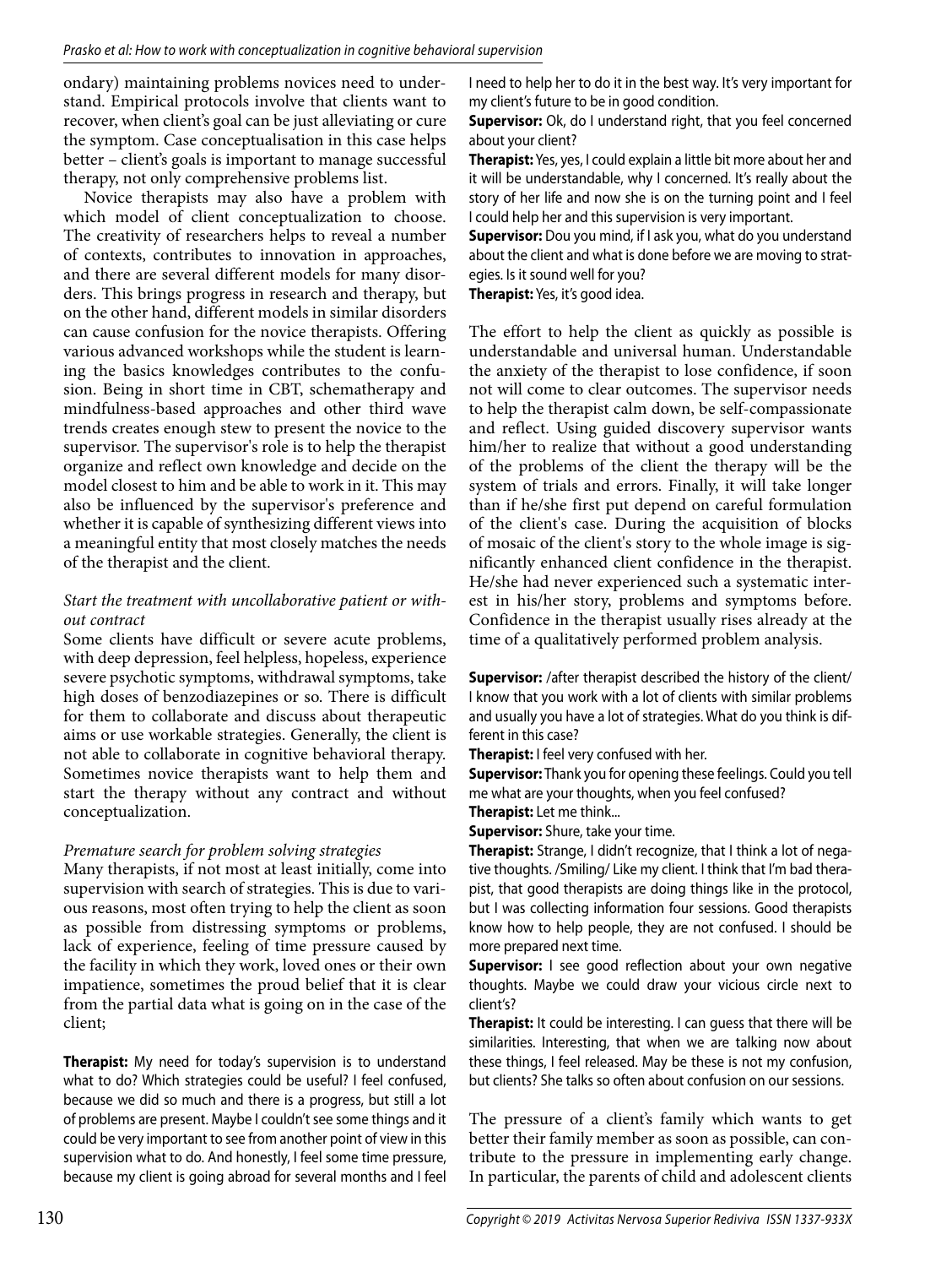ondary) maintaining problems novices need to understand. Empirical protocols involve that clients want to recover, when client's goal can be just alleviating or cure the symptom. Case conceptualisation in this case helps better – client's goals is important to manage successful therapy, not only comprehensive problems list.

Novice therapists may also have a problem with which model of client conceptualization to choose. The creativity of researchers helps to reveal a number of contexts, contributes to innovation in approaches, and there are several different models for many disorders. This brings progress in research and therapy, but on the other hand, different models in similar disorders can cause confusion for the novice therapists. Offering various advanced workshops while the student is learning the basics knowledges contributes to the confusion. Being in short time in CBT, schematherapy and mindfulness-based approaches and other third wave trends creates enough stew to present the novice to the supervisor. The supervisor's role is to help the therapist organize and reflect own knowledge and decide on the model closest to him and be able to work in it. This may also be influenced by the supervisor's preference and whether it is capable of synthesizing different views into a meaningful entity that most closely matches the needs of the therapist and the client.

*Start the treatment with uncollaborative patient or without contract*

Some clients have difficult or severe acute problems, with deep depression, feel helpless, hopeless, experience severe psychotic symptoms, withdrawal symptoms, take high doses of benzodiazepines or so. There is difficult for them to collaborate and discuss about therapeutic aims or use workable strategies. Generally, the client is not able to collaborate in cognitive behavioral therapy. Sometimes novice therapists want to help them and start the therapy without any contract and without conceptualization.

*Premature search for problem solving strategies*

Many therapists, if not most at least initially, come into supervision with search of strategies. This is due to various reasons, most often trying to help the client as soon as possible from distressing symptoms or problems, lack of experience, feeling of time pressure caused by the facility in which they work, loved ones or their own impatience, sometimes the proud belief that it is clear from the partial data what is going on in the case of the client;

**Therapist:** My need for today's supervision is to understand what to do? Which strategies could be useful? I feel confused, because we did so much and there is a progress, but still a lot of problems are present. Maybe I couldn't see some things and it could be very important to see from another point of view in this supervision what to do. And honestly, I feel some time pressure, because my client is going abroad for several months and I feel I need to help her to do it in the best way. It's very important for my client's future to be in good condition.

**Supervisor:** Ok, do I understand right, that you feel concerned about your client?

**Therapist:** Yes, yes, I could explain a little bit more about her and it will be understandable, why I concerned. It's really about the story of her life and now she is on the turning point and I feel I could help her and this supervision is very important.

**Supervisor:** Dou you mind, if I ask you, what do you understand about the client and what is done before we are moving to strategies. Is it sound well for you?

**Therapist:** Yes, it's good idea.

The effort to help the client as quickly as possible is understandable and universal human. Understandable the anxiety of the therapist to lose confidence, if soon not will come to clear outcomes. The supervisor needs to help the therapist calm down, be self-compassionate and reflect. Using guided discovery supervisor wants him/her to realize that without a good understanding of the problems of the client the therapy will be the system of trials and errors. Finally, it will take longer than if he/she first put depend on careful formulation of the client's case. During the acquisition of blocks of mosaic of the client's story to the whole image is significantly enhanced client confidence in the therapist. He/she had never experienced such a systematic interest in his/her story, problems and symptoms before. Confidence in the therapist usually rises already at the time of a qualitatively performed problem analysis.

**Supervisor:** /after therapist described the history of the client/ I know that you work with a lot of clients with similar problems and usually you have a lot of strategies. What do you think is different in this case?

**Therapist:** I feel very confused with her.

**Supervisor:** Thank you for opening these feelings. Could you tell me what are your thoughts, when you feel confused?

**Therapist:** Let me think...

**Supervisor:** Shure, take your time.

**Therapist:** Strange, I didn't recognize, that I think a lot of negative thoughts. /Smiling/ Like my client. I think that I'm bad therapist, that good therapists are doing things like in the protocol, but I was collecting information four sessions. Good therapists know how to help people, they are not confused. I should be more prepared next time.

**Supervisor:** I see good reflection about your own negative thoughts. Maybe we could draw your vicious circle next to client's?

**Therapist:** It could be interesting. I can guess that there will be similarities. Interesting, that when we are talking now about these things, I feel released. May be these is not my confusion, but clients? She talks so often about confusion on our sessions.

The pressure of a client's family which wants to get better their family member as soon as possible, can contribute to the pressure in implementing early change. In particular, the parents of child and adolescent clients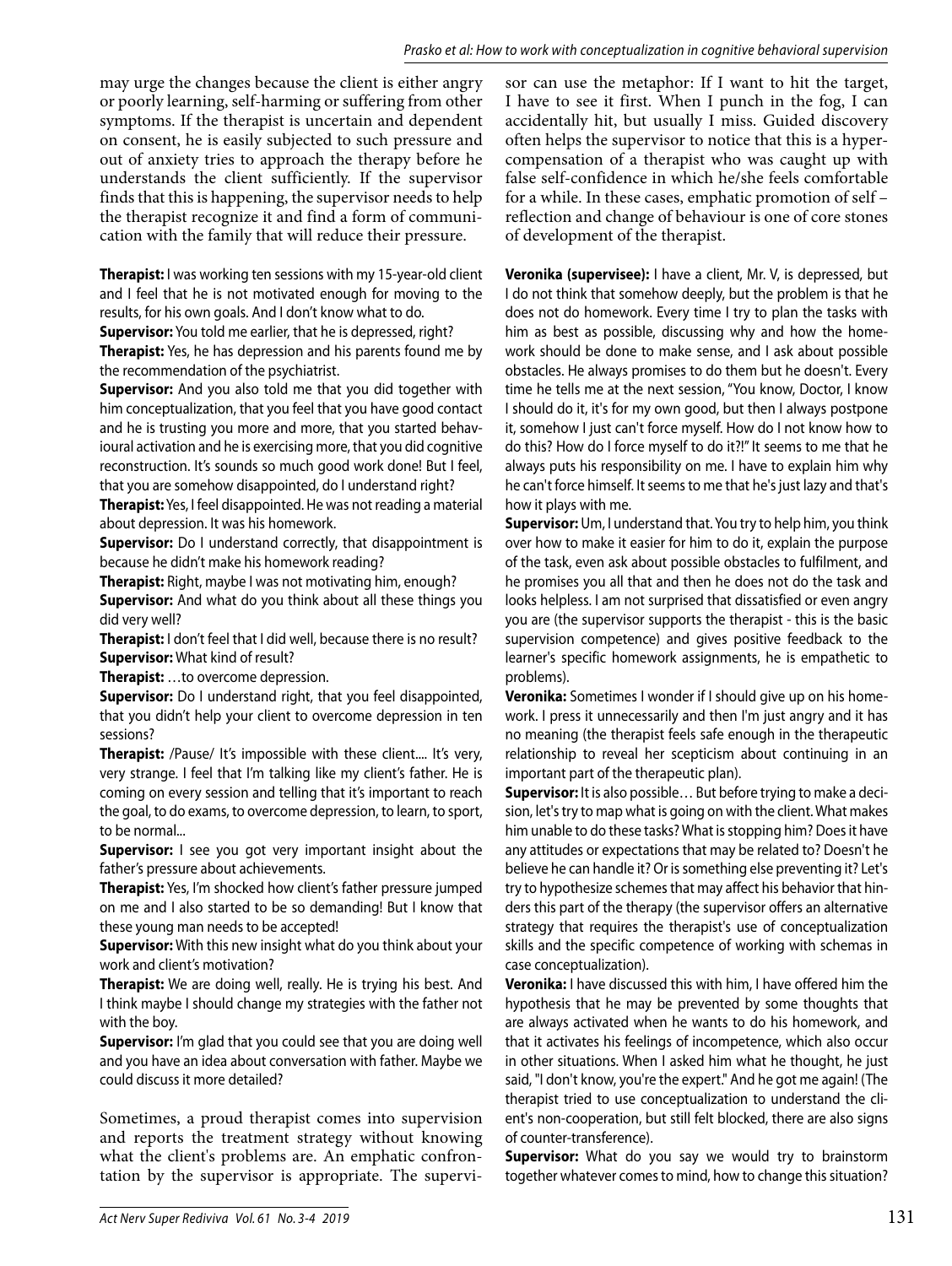may urge the changes because the client is either angry or poorly learning, self-harming or suffering from other symptoms. If the therapist is uncertain and dependent on consent, he is easily subjected to such pressure and out of anxiety tries to approach the therapy before he understands the client sufficiently. If the supervisor finds that this is happening, the supervisor needs to help the therapist recognize it and find a form of communication with the family that will reduce their pressure.

**Therapist:** I was working ten sessions with my 15-year-old client and I feel that he is not motivated enough for moving to the results, for his own goals. And I don't know what to do.

**Supervisor:** You told me earlier, that he is depressed, right?

**Therapist:** Yes, he has depression and his parents found me by the recommendation of the psychiatrist.

**Supervisor:** And you also told me that you did together with him conceptualization, that you feel that you have good contact and he is trusting you more and more, that you started behavioural activation and he is exercising more, that you did cognitive reconstruction. It's sounds so much good work done! But I feel, that you are somehow disappointed, do I understand right?

**Therapist:** Yes, I feel disappointed. He was not reading a material about depression. It was his homework.

**Supervisor:** Do I understand correctly, that disappointment is because he didn't make his homework reading?

**Therapist:** Right, maybe I was not motivating him, enough?

**Supervisor:** And what do you think about all these things you did very well?

**Therapist:** I don't feel that I did well, because there is no result?

**Supervisor:** What kind of result?

**Therapist:** …to overcome depression.

**Supervisor:** Do I understand right, that you feel disappointed, that you didn't help your client to overcome depression in ten sessions?

**Therapist:** /Pause/ It's impossible with these client.... It's very, very strange. I feel that I'm talking like my client's father. He is coming on every session and telling that it's important to reach the goal, to do exams, to overcome depression, to learn, to sport, to be normal...

**Supervisor:** I see you got very important insight about the father's pressure about achievements.

**Therapist:** Yes, I'm shocked how client's father pressure jumped on me and I also started to be so demanding! But I know that these young man needs to be accepted!

**Supervisor:** With this new insight what do you think about your work and client's motivation?

**Therapist:** We are doing well, really. He is trying his best. And I think maybe I should change my strategies with the father not with the boy.

**Supervisor:** I'm glad that you could see that you are doing well and you have an idea about conversation with father. Maybe we could discuss it more detailed?

Sometimes, a proud therapist comes into supervision and reports the treatment strategy without knowing what the client's problems are. An emphatic confrontation by the supervisor is appropriate. The supervisor can use the metaphor: If I want to hit the target, I have to see it first. When I punch in the fog, I can accidentally hit, but usually I miss. Guided discovery often helps the supervisor to notice that this is a hyper-compensation of a therapist who was caught up with false self-confidence in which he/she feels comfortable for a while. In these cases, emphatic promotion of self – reflection and change of behaviour is one of core stones of development of the therapist.

**Veronika (supervisee):** I have a client, Mr. V, is depressed, but I do not think that somehow deeply, but the problem is that he does not do homework. Every time I try to plan the tasks with him as best as possible, discussing why and how the homework should be done to make sense, and I ask about possible obstacles. He always promises to do them but he doesn't. Every time he tells me at the next session, "You know, Doctor, I know I should do it, it's for my own good, but then I always postpone it, somehow I just can't force myself. How do I not know how to do this? How do I force myself to do it?!" It seems to me that he always puts his responsibility on me. I have to explain him why he can't force himself. It seems to me that he's just lazy and that's how it plays with me.

**Supervisor:** Um, I understand that. You try to help him, you think over how to make it easier for him to do it, explain the purpose of the task, even ask about possible obstacles to fulfilment, and he promises you all that and then he does not do the task and looks helpless. I am not surprised that dissatisfied or even angry you are (the supervisor supports the therapist - this is the basic supervision competence) and gives positive feedback to the learner's specific homework assignments, he is empathetic to problems).

**Veronika:** Sometimes I wonder if I should give up on his homework. I press it unnecessarily and then I'm just angry and it has no meaning (the therapist feels safe enough in the therapeutic relationship to reveal her scepticism about continuing in an important part of the therapeutic plan).

**Supervisor:** It is also possible… But before trying to make a decision, let's try to map what is going on with the client. What makes him unable to do these tasks? What is stopping him? Does it have any attitudes or expectations that may be related to? Doesn't he believe he can handle it? Or is something else preventing it? Let's try to hypothesize schemes that may affect his behavior that hinders this part of the therapy (the supervisor offers an alternative strategy that requires the therapist's use of conceptualization skills and the specific competence of working with schemas in case conceptualization).

**Veronika:** I have discussed this with him, I have offered him the hypothesis that he may be prevented by some thoughts that are always activated when he wants to do his homework, and that it activates his feelings of incompetence, which also occur in other situations. When I asked him what he thought, he just said, "I don't know, you're the expert." And he got me again! (The therapist tried to use conceptualization to understand the client's non-cooperation, but still felt blocked, there are also signs of counter-transference).

**Supervisor:** What do you say we would try to brainstorm together whatever comes to mind, how to change this situation?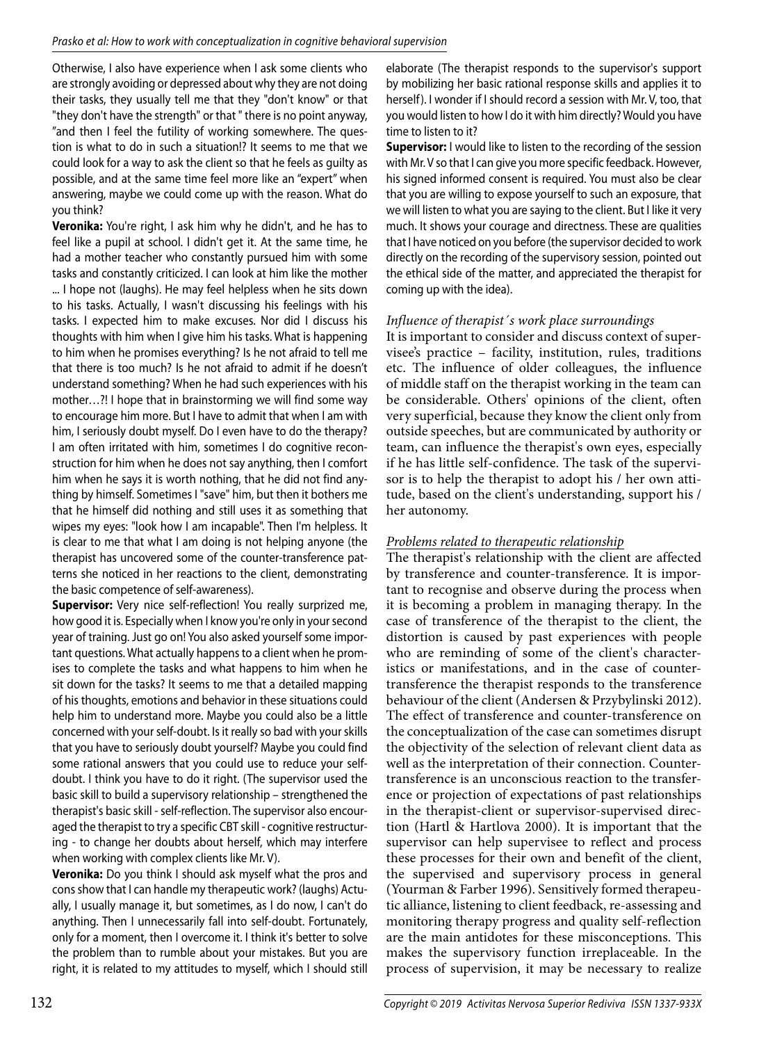Otherwise, I also have experience when I ask some clients who are strongly avoiding or depressed about why they are not doing their tasks, they usually tell me that they "don't know" or that "they don't have the strength" or that " there is no point anyway, "and then I feel the futility of working somewhere. The question is what to do in such a situation!? It seems to me that we could look for a way to ask the client so that he feels as guilty as possible, and at the same time feel more like an "expert" when answering, maybe we could come up with the reason. What do you think?

**Veronika:** You're right, I ask him why he didn't, and he has to feel like a pupil at school. I didn't get it. At the same time, he had a mother teacher who constantly pursued him with some tasks and constantly criticized. I can look at him like the mother ... I hope not (laughs). He may feel helpless when he sits down to his tasks. Actually, I wasn't discussing his feelings with his tasks. I expected him to make excuses. Nor did I discuss his thoughts with him when I give him his tasks. What is happening to him when he promises everything? Is he not afraid to tell me that there is too much? Is he not afraid to admit if he doesn't understand something? When he had such experiences with his mother…?! I hope that in brainstorming we will find some way to encourage him more. But I have to admit that when I am with him, I seriously doubt myself. Do I even have to do the therapy? I am often irritated with him, sometimes I do cognitive reconstruction for him when he does not say anything, then I comfort him when he says it is worth nothing, that he did not find anything by himself. Sometimes I "save" him, but then it bothers me that he himself did nothing and still uses it as something that wipes my eyes: "look how I am incapable". Then I'm helpless. It is clear to me that what I am doing is not helping anyone (the therapist has uncovered some of the counter-transference patterns she noticed in her reactions to the client, demonstrating the basic competence of self-awareness).

**Supervisor:** Very nice self-reflection! You really surprized me, how good it is. Especially when I know you're only in your second year of training. Just go on! You also asked yourself some important questions. What actually happens to a client when he promises to complete the tasks and what happens to him when he sit down for the tasks? It seems to me that a detailed mapping of his thoughts, emotions and behavior in these situations could help him to understand more. Maybe you could also be a little concerned with your self-doubt. Is it really so bad with your skills that you have to seriously doubt yourself? Maybe you could find some rational answers that you could use to reduce your self-doubt. I think you have to do it right. (The supervisor used the basic skill to build a supervisory relationship – strengthened the therapist's basic skill - self-reflection. The supervisor also encouraged the therapist to try a specific CBT skill - cognitive restructuring - to change her doubts about herself, which may interfere when working with complex clients like Mr. V).

**Veronika:** Do you think I should ask myself what the pros and cons show that I can handle my therapeutic work? (laughs) Actually, I usually manage it, but sometimes, as I do now, I can't do anything. Then I unnecessarily fall into self-doubt. Fortunately, only for a moment, then I overcome it. I think it's better to solve the problem than to rumble about your mistakes. But you are right, it is related to my attitudes to myself, which I should still elaborate (The therapist responds to the supervisor's support by mobilizing her basic rational response skills and applies it to herself). I wonder if I should record a session with Mr. V, too, that you would listen to how I do it with him directly? Would you have time to listen to it?

**Supervisor:** I would like to listen to the recording of the session with Mr. V so that I can give you more specific feedback. However, his signed informed consent is required. You must also be clear that you are willing to expose yourself to such an exposure, that we will listen to what you are saying to the client. But I like it very much. It shows your courage and directness. These are qualities that I have noticed on you before (the supervisor decided to work directly on the recording of the supervisory session, pointed out the ethical side of the matter, and appreciated the therapist for coming up with the idea).

*Influence of therapist´s work place surroundings*

It is important to consider and discuss context of supervisee's practice – facility, institution, rules, traditions etc. The influence of older colleagues, the influence of middle staff on the therapist working in the team can be considerable. Others' opinions of the client, often very superficial, because they know the client only from outside speeches, but are communicated by authority or team, can influence the therapist's own eyes, especially if he has little self-confidence. The task of the supervisor is to help the therapist to adopt his / her own attitude, based on the client's understanding, support his / her autonomy.

*Problems related to therapeutic relationship*

The therapist's relationship with the client are affected by transference and counter-transference. It is important to recognise and observe during the process when it is becoming a problem in managing therapy. In the case of transference of the therapist to the client, the distortion is caused by past experiences with people who are reminding of some of the client's characteristics or manifestations, and in the case of counter-transference the therapist responds to the transference behaviour of the client (Andersen & Przybylinski 2012). The effect of transference and counter-transference on the conceptualization of the case can sometimes disrupt the objectivity of the selection of relevant client data as well as the interpretation of their connection. Counter-transference is an unconscious reaction to the transference or projection of expectations of past relationships in the therapist-client or supervisor-supervised direction (Hartl & Hartlova 2000). It is important that the supervisor can help supervisee to reflect and process these processes for their own and benefit of the client, the supervised and supervisory process in general (Yourman & Farber 1996). Sensitively formed therapeutic alliance, listening to client feedback, re-assessing and monitoring therapy progress and quality self-reflection are the main antidotes for these misconceptions. This makes the supervisory function irreplaceable. In the process of supervision, it may be necessary to realize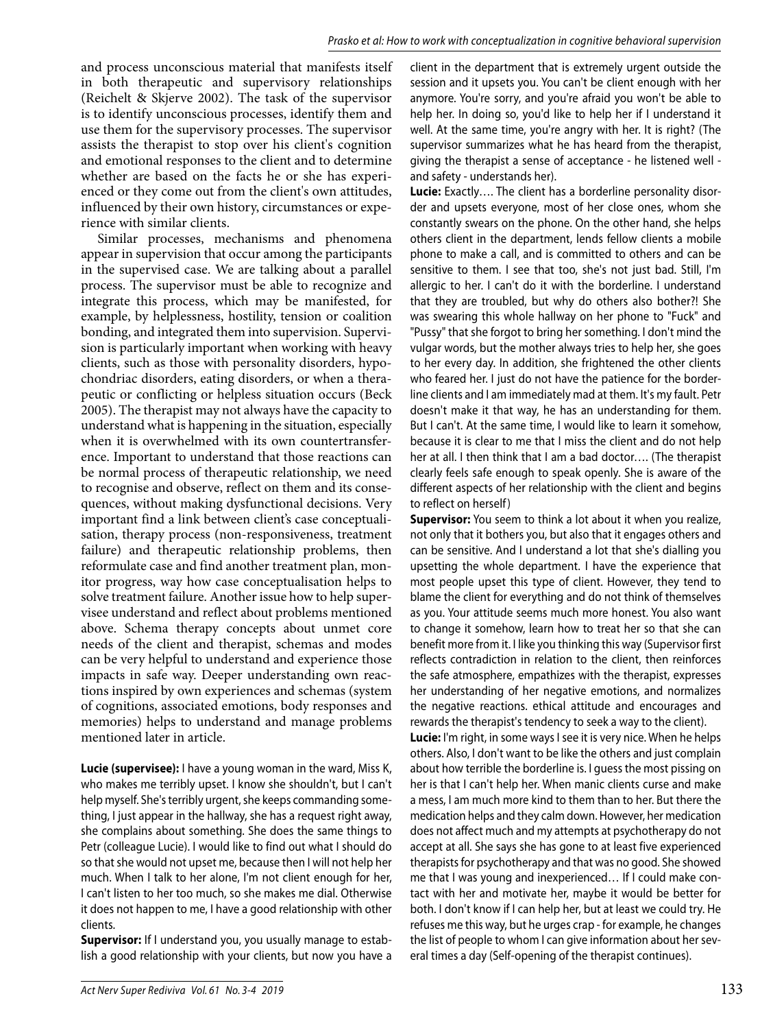and process unconscious material that manifests itself in both therapeutic and supervisory relationships (Reichelt & Skjerve 2002). The task of the supervisor is to identify unconscious processes, identify them and use them for the supervisory processes. The supervisor assists the therapist to stop over his client's cognition and emotional responses to the client and to determine whether are based on the facts he or she has experienced or they come out from the client's own attitudes, influenced by their own history, circumstances or experience with similar clients.

Similar processes, mechanisms and phenomena appear in supervision that occur among the participants in the supervised case. We are talking about a parallel process. The supervisor must be able to recognize and integrate this process, which may be manifested, for example, by helplessness, hostility, tension or coalition bonding, and integrated them into supervision. Supervision is particularly important when working with heavy clients, such as those with personality disorders, hypochondriac disorders, eating disorders, or when a therapeutic or conflicting or helpless situation occurs (Beck 2005). The therapist may not always have the capacity to understand what is happening in the situation, especially when it is overwhelmed with its own countertransference. Important to understand that those reactions can be normal process of therapeutic relationship, we need to recognise and observe, reflect on them and its consequences, without making dysfunctional decisions. Very important find a link between client's case conceptualisation, therapy process (non-responsiveness, treatment failure) and therapeutic relationship problems, then reformulate case and find another treatment plan, monitor progress, way how case conceptualisation helps to solve treatment failure. Another issue how to help supervisee understand and reflect about problems mentioned above. Schema therapy concepts about unmet core needs of the client and therapist, schemas and modes can be very helpful to understand and experience those impacts in safe way. Deeper understanding own reactions inspired by own experiences and schemas (system of cognitions, associated emotions, body responses and memories) helps to understand and manage problems mentioned later in article.

**Lucie (supervisee):** I have a young woman in the ward, Miss K, who makes me terribly upset. I know she shouldn't, but I can't help myself. She's terribly urgent, she keeps commanding something, I just appear in the hallway, she has a request right away, she complains about something. She does the same things to Petr (colleague Lucie). I would like to find out what I should do so that she would not upset me, because then I will not help her much. When I talk to her alone, I'm not client enough for her, I can't listen to her too much, so she makes me dial. Otherwise it does not happen to me, I have a good relationship with other clients.

**Supervisor:** If I understand you, you usually manage to establish a good relationship with your clients, but now you have a client in the department that is extremely urgent outside the session and it upsets you. You can't be client enough with her anymore. You're sorry, and you're afraid you won't be able to help her. In doing so, you'd like to help her if I understand it well. At the same time, you're angry with her. It is right? (The supervisor summarizes what he has heard from the therapist, giving the therapist a sense of acceptance - he listened well - and safety - understands her).

**Lucie:** Exactly…. The client has a borderline personality disorder and upsets everyone, most of her close ones, whom she constantly swears on the phone. On the other hand, she helps others client in the department, lends fellow clients a mobile phone to make a call, and is committed to others and can be sensitive to them. I see that too, she's not just bad. Still, I'm allergic to her. I can't do it with the borderline. I understand that they are troubled, but why do others also bother?! She was swearing this whole hallway on her phone to "Fuck" and "Pussy" that she forgot to bring her something. I don't mind the vulgar words, but the mother always tries to help her, she goes to her every day. In addition, she frightened the other clients who feared her. I just do not have the patience for the borderline clients and I am immediately mad at them. It's my fault. Petr doesn't make it that way, he has an understanding for them. But I can't. At the same time, I would like to learn it somehow, because it is clear to me that I miss the client and do not help her at all. I then think that I am a bad doctor…. (The therapist clearly feels safe enough to speak openly. She is aware of the different aspects of her relationship with the client and begins to reflect on herself)

**Supervisor:** You seem to think a lot about it when you realize, not only that it bothers you, but also that it engages others and can be sensitive. And I understand a lot that she's dialling you upsetting the whole department. I have the experience that most people upset this type of client. However, they tend to blame the client for everything and do not think of themselves as you. Your attitude seems much more honest. You also want to change it somehow, learn how to treat her so that she can benefit more from it. I like you thinking this way (Supervisor first reflects contradiction in relation to the client, then reinforces the safe atmosphere, empathizes with the therapist, expresses her understanding of her negative emotions, and normalizes the negative reactions. ethical attitude and encourages and rewards the therapist's tendency to seek a way to the client).

**Lucie:** I'm right, in some ways I see it is very nice. When he helps others. Also, I don't want to be like the others and just complain about how terrible the borderline is. I guess the most pissing on her is that I can't help her. When manic clients curse and make a mess, I am much more kind to them than to her. But there the medication helps and they calm down. However, her medication does not affect much and my attempts at psychotherapy do not accept at all. She says she has gone to at least five experienced therapists for psychotherapy and that was no good. She showed me that I was young and inexperienced… If I could make contact with her and motivate her, maybe it would be better for both. I don't know if I can help her, but at least we could try. He refuses me this way, but he urges crap - for example, he changes the list of people to whom I can give information about her several times a day (Self-opening of the therapist continues).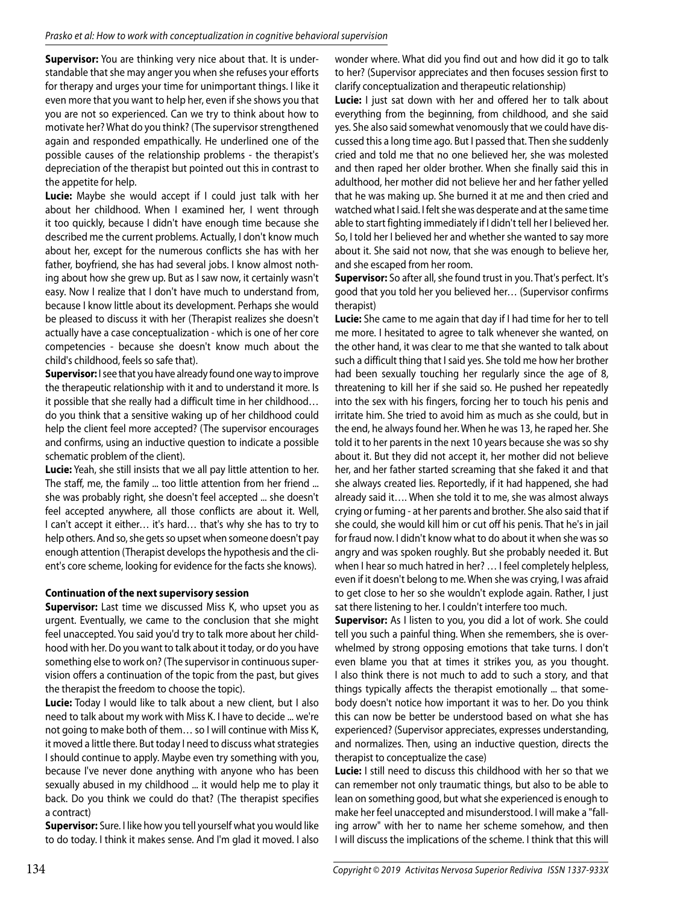**Supervisor:** You are thinking very nice about that. It is understandable that she may anger you when she refuses your efforts for therapy and urges your time for unimportant things. I like it even more that you want to help her, even if she shows you that you are not so experienced. Can we try to think about how to motivate her? What do you think? (The supervisor strengthened again and responded empathically. He underlined one of the possible causes of the relationship problems - the therapist's depreciation of the therapist but pointed out this in contrast to the appetite for help.

**Lucie:** Maybe she would accept if I could just talk with her about her childhood. When I examined her, I went through it too quickly, because I didn't have enough time because she described me the current problems. Actually, I don't know much about her, except for the numerous conflicts she has with her father, boyfriend, she has had several jobs. I know almost nothing about how she grew up. But as I saw now, it certainly wasn't easy. Now I realize that I don't have much to understand from, because I know little about its development. Perhaps she would be pleased to discuss it with her (Therapist realizes she doesn't actually have a case conceptualization - which is one of her core competencies - because she doesn't know much about the child's childhood, feels so safe that).

**Supervisor:** I see that you have already found one way to improve the therapeutic relationship with it and to understand it more. Is it possible that she really had a difficult time in her childhood… do you think that a sensitive waking up of her childhood could help the client feel more accepted? (The supervisor encourages and confirms, using an inductive question to indicate a possible schematic problem of the client).

**Lucie:** Yeah, she still insists that we all pay little attention to her. The staff, me, the family ... too little attention from her friend ... she was probably right, she doesn't feel accepted ... she doesn't feel accepted anywhere, all those conflicts are about it. Well, I can't accept it either… it's hard… that's why she has to try to help others. And so, she gets so upset when someone doesn't pay enough attention (Therapist develops the hypothesis and the client's core scheme, looking for evidence for the facts she knows).

#### Continuation of the next supervisory session

**Supervisor:** Last time we discussed Miss K, who upset you as urgent. Eventually, we came to the conclusion that she might feel unaccepted. You said you'd try to talk more about her childhood with her. Do you want to talk about it today, or do you have something else to work on? (The supervisor in continuous supervision offers a continuation of the topic from the past, but gives the therapist the freedom to choose the topic).

**Lucie:** Today I would like to talk about a new client, but I also need to talk about my work with Miss K. I have to decide ... we're not going to make both of them… so I will continue with Miss K, it moved a little there. But today I need to discuss what strategies I should continue to apply. Maybe even try something with you, because I've never done anything with anyone who has been sexually abused in my childhood ... it would help me to play it back. Do you think we could do that? (The therapist specifies a contract)

**Supervisor:** Sure. I like how you tell yourself what you would like to do today. I think it makes sense. And I'm glad it moved. I also wonder where. What did you find out and how did it go to talk to her? (Supervisor appreciates and then focuses session first to clarify conceptualization and therapeutic relationship)

**Lucie:** I just sat down with her and offered her to talk about everything from the beginning, from childhood, and she said yes. She also said somewhat venomously that we could have discussed this a long time ago. But I passed that. Then she suddenly cried and told me that no one believed her, she was molested and then raped her older brother. When she finally said this in adulthood, her mother did not believe her and her father yelled that he was making up. She burned it at me and then cried and watched what I said. I felt she was desperate and at the same time able to start fighting immediately if I didn't tell her I believed her. So, I told her I believed her and whether she wanted to say more about it. She said not now, that she was enough to believe her, and she escaped from her room.

**Supervisor:** So after all, she found trust in you. That's perfect. It's good that you told her you believed her… (Supervisor confirms therapist)

**Lucie:** She came to me again that day if I had time for her to tell me more. I hesitated to agree to talk whenever she wanted, on the other hand, it was clear to me that she wanted to talk about such a difficult thing that I said yes. She told me how her brother had been sexually touching her regularly since the age of 8, threatening to kill her if she said so. He pushed her repeatedly into the sex with his fingers, forcing her to touch his penis and irritate him. She tried to avoid him as much as she could, but in the end, he always found her. When he was 13, he raped her. She told it to her parents in the next 10 years because she was so shy about it. But they did not accept it, her mother did not believe her, and her father started screaming that she faked it and that she always created lies. Reportedly, if it had happened, she had already said it…. When she told it to me, she was almost always crying or fuming - at her parents and brother. She also said that if she could, she would kill him or cut off his penis. That he's in jail for fraud now. I didn't know what to do about it when she was so angry and was spoken roughly. But she probably needed it. But when I hear so much hatred in her? … I feel completely helpless, even if it doesn't belong to me. When she was crying, I was afraid to get close to her so she wouldn't explode again. Rather, I just sat there listening to her. I couldn't interfere too much.

**Supervisor:** As I listen to you, you did a lot of work. She could tell you such a painful thing. When she remembers, she is overwhelmed by strong opposing emotions that take turns. I don't even blame you that at times it strikes you, as you thought. I also think there is not much to add to such a story, and that things typically affects the therapist emotionally ... that somebody doesn't notice how important it was to her. Do you think this can now be better be understood based on what she has experienced? (Supervisor appreciates, expresses understanding, and normalizes. Then, using an inductive question, directs the therapist to conceptualize the case)

**Lucie:** I still need to discuss this childhood with her so that we can remember not only traumatic things, but also to be able to lean on something good, but what she experienced is enough to make her feel unaccepted and misunderstood. I will make a "falling arrow" with her to name her scheme somehow, and then I will discuss the implications of the scheme. I think that this will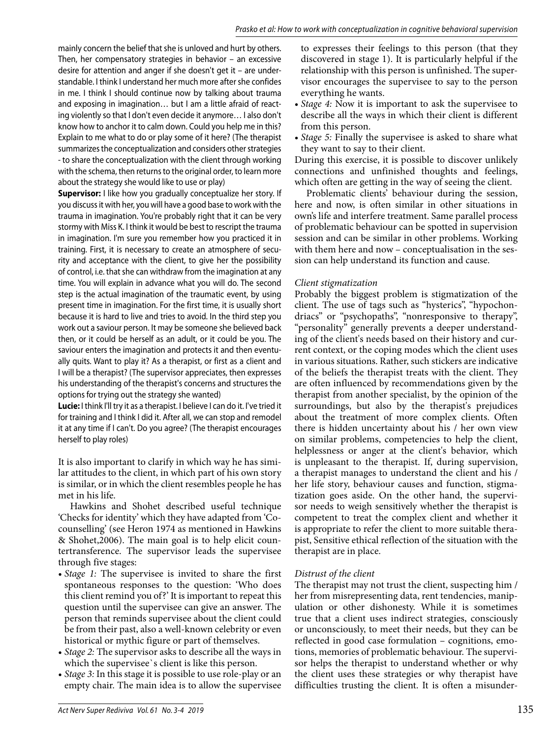mainly concern the belief that she is unloved and hurt by others. Then, her compensatory strategies in behavior – an excessive desire for attention and anger if she doesn't get it – are understandable. I think I understand her much more after she confides in me. I think I should continue now by talking about trauma and exposing in imagination… but I am a little afraid of reacting violently so that I don't even decide it anymore… I also don't know how to anchor it to calm down. Could you help me in this? Explain to me what to do or play some of it here? (The therapist summarizes the conceptualization and considers other strategies - to share the conceptualization with the client through working with the schema, then returns to the original order, to learn more about the strategy she would like to use or play)

**Supervisor:** I like how you gradually conceptualize her story. If you discuss it with her, you will have a good base to work with the trauma in imagination. You're probably right that it can be very stormy with Miss K. I think it would be best to rescript the trauma in imagination. I'm sure you remember how you practiced it in training. First, it is necessary to create an atmosphere of security and acceptance with the client, to give her the possibility of control, i.e. that she can withdraw from the imagination at any time. You will explain in advance what you will do. The second step is the actual imagination of the traumatic event, by using present time in imagination. For the first time, it is usually short because it is hard to live and tries to avoid. In the third step you work out a saviour person. It may be someone she believed back then, or it could be herself as an adult, or it could be you. The saviour enters the imagination and protects it and then eventually quits. Want to play it? As a therapist, or first as a client and I will be a therapist? (The supervisor appreciates, then expresses his understanding of the therapist's concerns and structures the options for trying out the strategy she wanted)

**Lucie:** I think I'll try it as a therapist. I believe I can do it. I've tried it for training and I think I did it. After all, we can stop and remodel it at any time if I can't. Do you agree? (The therapist encourages herself to play roles)

It is also important to clarify in which way he has similar attitudes to the client, in which part of his own story is similar, or in which the client resembles people he has met in his life.

Hawkins and Shohet described useful technique 'Checks for identity' which they have adapted from 'Co-counselling' (see Heron 1974 as mentioned in Hawkins & Shohet,2006). The main goal is to help elicit countertransference. The supervisor leads the supervisee through five stages:

- *Stage 1:* The supervisee is invited to share the first spontaneous responses to the question: 'Who does this client remind you of?' It is important to repeat this question until the supervisee can give an answer. The person that reminds supervisee about the client could be from their past, also a well-known celebrity or even historical or mythic figure or part of themselves.
- *Stage 2:* The supervisor asks to describe all the ways in which the supervisee`s client is like this person.
- *Stage 3:* In this stage it is possible to use role-play or an empty chair. The main idea is to allow the supervisee to expresses their feelings to this person (that they discovered in stage 1). It is particularly helpful if the relationship with this person is unfinished. The supervisor encourages the supervisee to say to the person everything he wants.
- *Stage 4:* Now it is important to ask the supervisee to describe all the ways in which their client is different from this person.
- *Stage 5:* Finally the supervisee is asked to share what they want to say to their client.

During this exercise, it is possible to discover unlikely connections and unfinished thoughts and feelings, which often are getting in the way of seeing the client.

Problematic clients' behaviour during the session, here and now, is often similar in other situations in own's life and interfere treatment. Same parallel process of problematic behaviour can be spotted in supervision session and can be similar in other problems. Working with them here and now – conceptualisation in the session can help understand its function and cause.

*Client stigmatization*

Probably the biggest problem is stigmatization of the client. The use of tags such as "hysterics", "hypochondriacs" or "psychopaths", "nonresponsive to therapy", "personality" generally prevents a deeper understanding of the client's needs based on their history and current context, or the coping modes which the client uses in various situations. Rather, such stickers are indicative of the beliefs the therapist treats with the client. They are often influenced by recommendations given by the therapist from another specialist, by the opinion of the surroundings, but also by the therapist's prejudices about the treatment of more complex clients. Often there is hidden uncertainty about his / her own view on similar problems, competencies to help the client, helplessness or anger at the client's behavior, which is unpleasant to the therapist. If, during supervision, a therapist manages to understand the client and his / her life story, behaviour causes and function, stigmatization goes aside. On the other hand, the supervisor needs to weigh sensitively whether the therapist is competent to treat the complex client and whether it is appropriate to refer the client to more suitable therapist, Sensitive ethical reflection of the situation with the therapist are in place.

*Distrust of the client*

The therapist may not trust the client, suspecting him / her from misrepresenting data, rent tendencies, manipulation or other dishonesty. While it is sometimes true that a client uses indirect strategies, consciously or unconsciously, to meet their needs, but they can be reflected in good case formulation – cognitions, emotions, memories of problematic behaviour. The supervisor helps the therapist to understand whether or why the client uses these strategies or why therapist have difficulties trusting the client. It is often a misunder-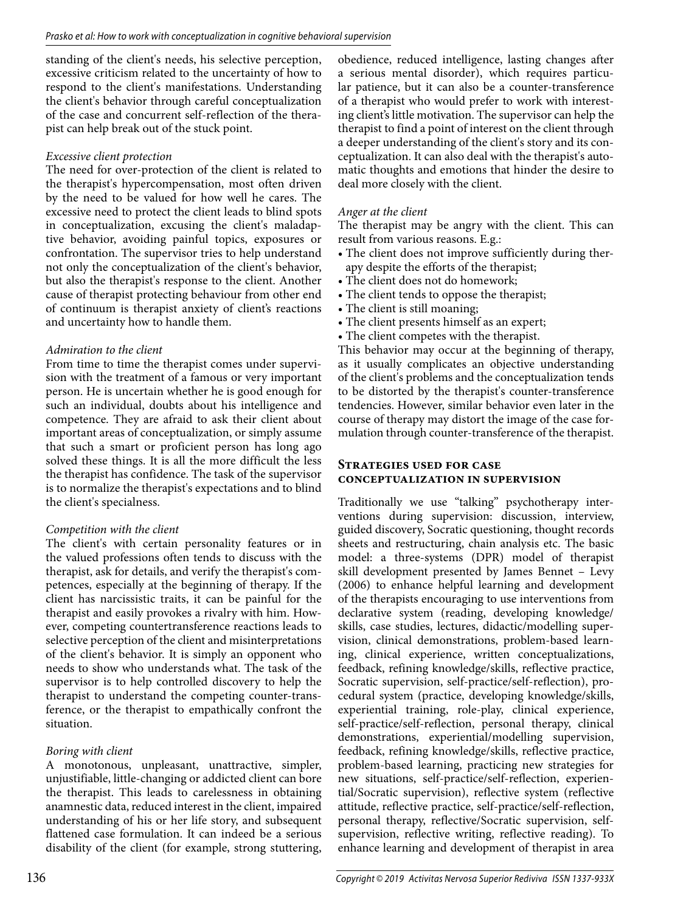standing of the client's needs, his selective perception, excessive criticism related to the uncertainty of how to respond to the client's manifestations. Understanding the client's behavior through careful conceptualization of the case and concurrent self-reflection of the therapist can help break out of the stuck point.

*Excessive client protection*

The need for over-protection of the client is related to the therapist's hypercompensation, most often driven by the need to be valued for how well he cares. The excessive need to protect the client leads to blind spots in conceptualization, excusing the client's maladaptive behavior, avoiding painful topics, exposures or confrontation. The supervisor tries to help understand not only the conceptualization of the client's behavior, but also the therapist's response to the client. Another cause of therapist protecting behaviour from other end of continuum is therapist anxiety of client's reactions and uncertainty how to handle them.

*Admiration to the client*

From time to time the therapist comes under supervision with the treatment of a famous or very important person. He is uncertain whether he is good enough for such an individual, doubts about his intelligence and competence. They are afraid to ask their client about important areas of conceptualization, or simply assume that such a smart or proficient person has long ago solved these things. It is all the more difficult the less the therapist has confidence. The task of the supervisor is to normalize the therapist's expectations and to blind the client's specialness.

*Competition with the client*

The client's with certain personality features or in the valued professions often tends to discuss with the therapist, ask for details, and verify the therapist's competences, especially at the beginning of therapy. If the client has narcissistic traits, it can be painful for the therapist and easily provokes a rivalry with him. However, competing countertransference reactions leads to selective perception of the client and misinterpretations of the client's behavior. It is simply an opponent who needs to show who understands what. The task of the supervisor is to help controlled discovery to help the therapist to understand the competing counter-transference, or the therapist to empathically confront the situation.

*Boring with client*

A monotonous, unpleasant, unattractive, simpler, unjustifiable, little-changing or addicted client can bore the therapist. This leads to carelessness in obtaining anamnestic data, reduced interest in the client, impaired understanding of his or her life story, and subsequent flattened case formulation. It can indeed be a serious disability of the client (for example, strong stuttering, obedience, reduced intelligence, lasting changes after a serious mental disorder), which requires particular patience, but it can also be a counter-transference of a therapist who would prefer to work with interesting client's little motivation. The supervisor can help the therapist to find a point of interest on the client through a deeper understanding of the client's story and its conceptualization. It can also deal with the therapist's automatic thoughts and emotions that hinder the desire to deal more closely with the client.

*Anger at the client*

The therapist may be angry with the client. This can result from various reasons. E.g.:

- The client does not improve sufficiently during therapy despite the efforts of the therapist;
- The client does not do homework;
- The client tends to oppose the therapist;
- The client is still moaning;
- The client presents himself as an expert;
- The client competes with the therapist.

This behavior may occur at the beginning of therapy, as it usually complicates an objective understanding of the client's problems and the conceptualization tends to be distorted by the therapist's counter-transference tendencies. However, similar behavior even later in the course of therapy may distort the image of the case formulation through counter-transference of the therapist.

## Strategies used for case conceptualization in supervision

Traditionally we use "talking" psychotherapy interventions during supervision: discussion, interview, guided discovery, Socratic questioning, thought records sheets and restructuring, chain analysis etc. The basic model: a three-systems (DPR) model of therapist skill development presented by James Bennet – Levy (2006) to enhance helpful learning and development of the therapists encouraging to use interventions from declarative system (reading, developing knowledge/skills, case studies, lectures, didactic/modelling supervision, clinical demonstrations, problem-based learning, clinical experience, written conceptualizations, feedback, refining knowledge/skills, reflective practice, Socratic supervision, self-practice/self-reflection), procedural system (practice, developing knowledge/skills, experiential training, role-play, clinical experience, self-practice/self-reflection, personal therapy, clinical demonstrations, experiential/modelling supervision, feedback, refining knowledge/skills, reflective practice, problem-based learning, practicing new strategies for new situations, self-practice/self-reflection, experiential/Socratic supervision), reflective system (reflective attitude, reflective practice, self-practice/self-reflection, personal therapy, reflective/Socratic supervision, self-supervision, reflective writing, reflective reading). To enhance learning and development of therapist in area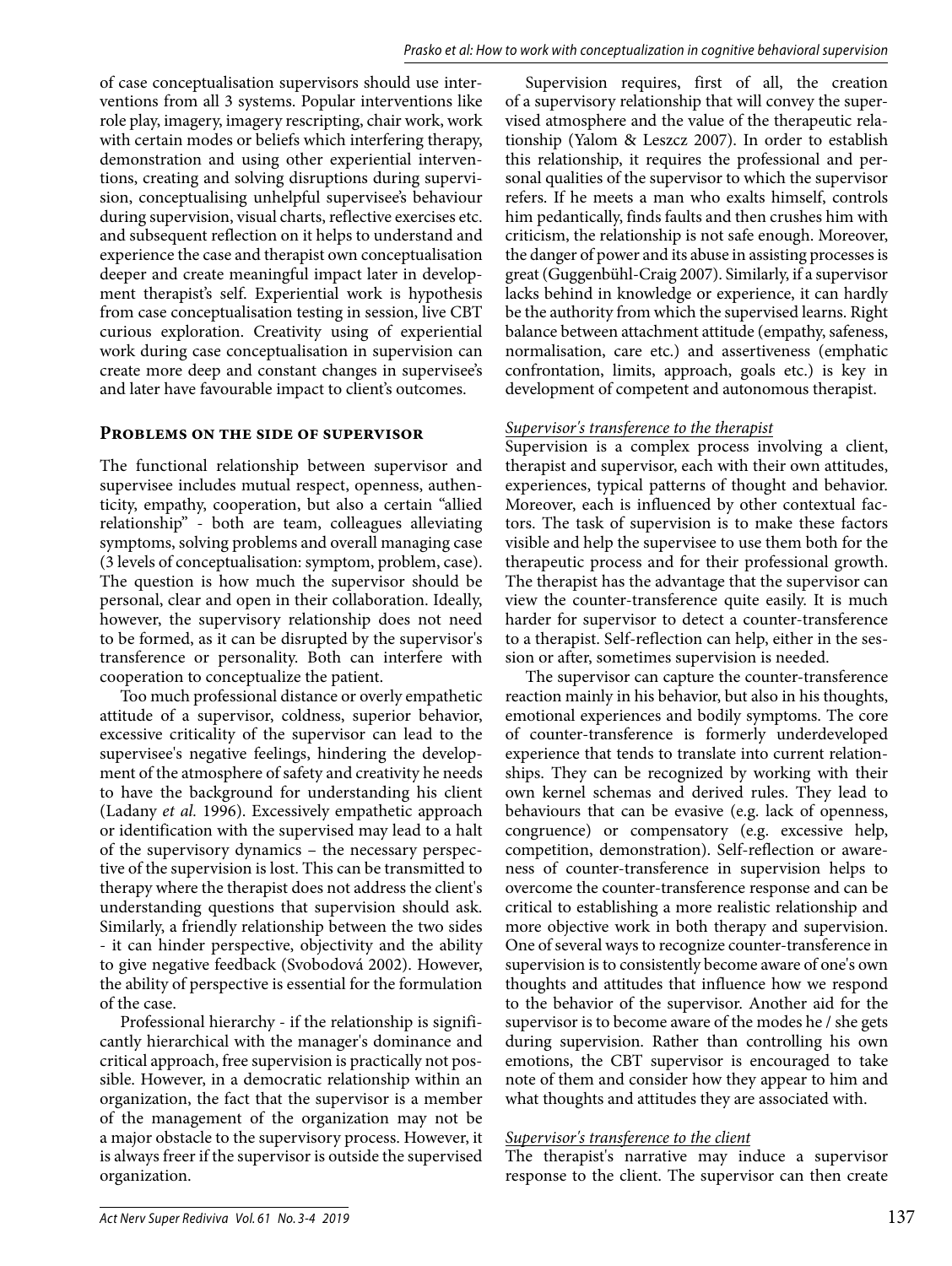of case conceptualisation supervisors should use interventions from all 3 systems. Popular interventions like role play, imagery, imagery rescripting, chair work, work with certain modes or beliefs which interfering therapy, demonstration and using other experiential interventions, creating and solving disruptions during supervision, conceptualising unhelpful supervisee's behaviour during supervision, visual charts, reflective exercises etc. and subsequent reflection on it helps to understand and experience the case and therapist own conceptualisation deeper and create meaningful impact later in development therapist's self. Experiential work is hypothesis from case conceptualisation testing in session, live CBT curious exploration. Creativity using of experiential work during case conceptualisation in supervision can create more deep and constant changes in supervisee's and later have favourable impact to client's outcomes.

## Problems on the side of supervisor

The functional relationship between supervisor and supervisee includes mutual respect, openness, authenticity, empathy, cooperation, but also a certain "allied relationship" - both are team, colleagues alleviating symptoms, solving problems and overall managing case (3 levels of conceptualisation: symptom, problem, case). The question is how much the supervisor should be personal, clear and open in their collaboration. Ideally, however, the supervisory relationship does not need to be formed, as it can be disrupted by the supervisor's transference or personality. Both can interfere with cooperation to conceptualize the patient.

Too much professional distance or overly empathetic attitude of a supervisor, coldness, superior behavior, excessive criticality of the supervisor can lead to the supervisee's negative feelings, hindering the development of the atmosphere of safety and creativity he needs to have the background for understanding his client (Ladany *et al.* 1996). Excessively empathetic approach or identification with the supervised may lead to a halt of the supervisory dynamics – the necessary perspective of the supervision is lost. This can be transmitted to therapy where the therapist does not address the client's understanding questions that supervision should ask. Similarly, a friendly relationship between the two sides - it can hinder perspective, objectivity and the ability to give negative feedback (Svobodová 2002). However, the ability of perspective is essential for the formulation of the case.

Professional hierarchy - if the relationship is significantly hierarchical with the manager's dominance and critical approach, free supervision is practically not possible. However, in a democratic relationship within an organization, the fact that the supervisor is a member of the management of the organization may not be a major obstacle to the supervisory process. However, it is always freer if the supervisor is outside the supervised organization.

Supervision requires, first of all, the creation of a supervisory relationship that will convey the supervised atmosphere and the value of the therapeutic relationship (Yalom & Leszcz 2007). In order to establish this relationship, it requires the professional and personal qualities of the supervisor to which the supervisor refers. If he meets a man who exalts himself, controls him pedantically, finds faults and then crushes him with criticism, the relationship is not safe enough. Moreover, the danger of power and its abuse in assisting processes is great (Guggenbühl-Craig 2007). Similarly, if a supervisor lacks behind in knowledge or experience, it can hardly be the authority from which the supervised learns. Right balance between attachment attitude (empathy, safeness, normalisation, care etc.) and assertiveness (emphatic confrontation, limits, approach, goals etc.) is key in development of competent and autonomous therapist.

### *Supervisor's transference to the therapist*

Supervision is a complex process involving a client, therapist and supervisor, each with their own attitudes, experiences, typical patterns of thought and behavior. Moreover, each is influenced by other contextual factors. The task of supervision is to make these factors visible and help the supervisee to use them both for the therapeutic process and for their professional growth. The therapist has the advantage that the supervisor can view the counter-transference quite easily. It is much harder for supervisor to detect a counter-transference to a therapist. Self-reflection can help, either in the session or after, sometimes supervision is needed.

The supervisor can capture the counter-transference reaction mainly in his behavior, but also in his thoughts, emotional experiences and bodily symptoms. The core of counter-transference is formerly underdeveloped experience that tends to translate into current relationships. They can be recognized by working with their own kernel schemas and derived rules. They lead to behaviours that can be evasive (e.g. lack of openness, congruence) or compensatory (e.g. excessive help, competition, demonstration). Self-reflection or awareness of counter-transference in supervision helps to overcome the counter-transference response and can be critical to establishing a more realistic relationship and more objective work in both therapy and supervision. One of several ways to recognize counter-transference in supervision is to consistently become aware of one's own thoughts and attitudes that influence how we respond to the behavior of the supervisor. Another aid for the supervisor is to become aware of the modes he / she gets during supervision. Rather than controlling his own emotions, the CBT supervisor is encouraged to take note of them and consider how they appear to him and what thoughts and attitudes they are associated with.

### *Supervisor's transference to the client*

The therapist's narrative may induce a supervisor response to the client. The supervisor can then create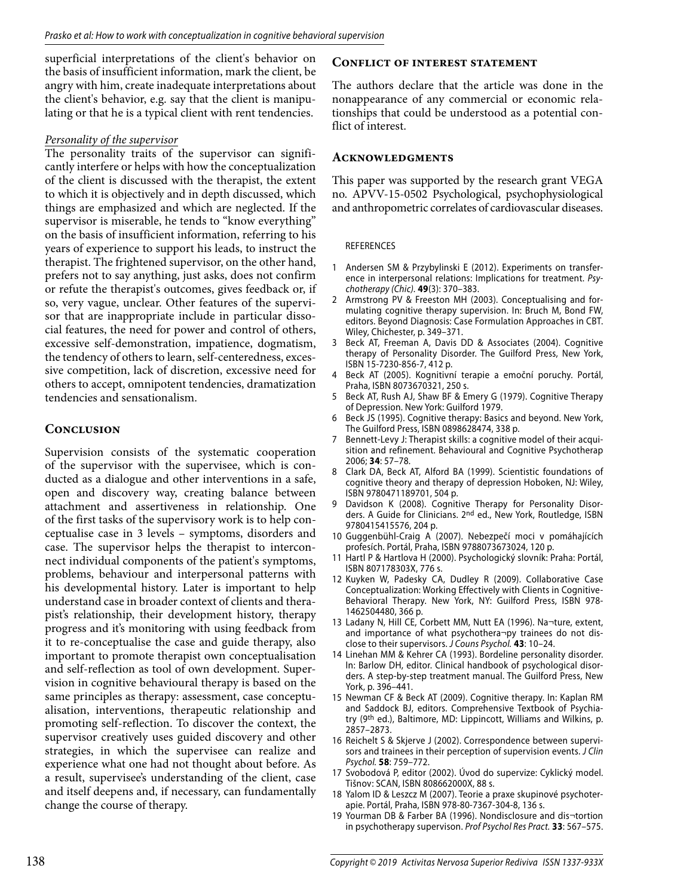superficial interpretations of the client's behavior on the basis of insufficient information, mark the client, be angry with him, create inadequate interpretations about the client's behavior, e.g. say that the client is manipulating or that he is a typical client with rent tendencies.

*Personality of the supervisor*

The personality traits of the supervisor can significantly interfere or helps with how the conceptualization of the client is discussed with the therapist, the extent to which it is objectively and in depth discussed, which things are emphasized and which are neglected. If the supervisor is miserable, he tends to "know everything" on the basis of insufficient information, referring to his years of experience to support his leads, to instruct the therapist. The frightened supervisor, on the other hand, prefers not to say anything, just asks, does not confirm or refute the therapist's outcomes, gives feedback or, if so, very vague, unclear. Other features of the supervisor that are inappropriate include in particular dissocial features, the need for power and control of others, excessive self-demonstration, impatience, dogmatism, the tendency of others to learn, self-centeredness, excessive competition, lack of discretion, excessive need for others to accept, omnipotent tendencies, dramatization tendencies and sensationalism.

## Conclusion

Supervision consists of the systematic cooperation of the supervisor with the supervisee, which is conducted as a dialogue and other interventions in a safe, open and discovery way, creating balance between attachment and assertiveness in relationship. One of the first tasks of the supervisory work is to help conceptualise case in 3 levels – symptoms, disorders and case. The supervisor helps the therapist to interconnect individual components of the patient's symptoms, problems, behaviour and interpersonal patterns with his developmental history. Later is important to help understand case in broader context of clients and therapist's relationship, their development history, therapy progress and it's monitoring with using feedback from it to re-conceptualise the case and guide therapy, also important to promote therapist own conceptualisation and self-reflection as tool of own development. Supervision in cognitive behavioural therapy is based on the same principles as therapy: assessment, case conceptualisation, interventions, therapeutic relationship and promoting self-reflection. To discover the context, the supervisor creatively uses guided discovery and other strategies, in which the supervisee can realize and experience what one had not thought about before. As a result, supervisee's understanding of the client, case and itself deepens and, if necessary, can fundamentally change the course of therapy.

## Conflict of interest statement

The authors declare that the article was done in the nonappearance of any commercial or economic relationships that could be understood as a potential conflict of interest.

## Acknowledgments

This paper was supported by the research grant VEGA no. APVV-15-0502 Psychological, psychophysiological and anthropometric correlates of cardiovascular diseases.

REFERENCES

1. Andersen SM & Przybylinski E (2012). Experiments on transference in interpersonal relations: Implications for treatment. *Psychotherapy (Chic).* **49**(3): 370–383.
2. Armstrong PV & Freeston MH (2003). Conceptualising and formulating cognitive therapy supervision. In: Bruch M, Bond FW, editors. Beyond Diagnosis: Case Formulation Approaches in CBT. Wiley, Chichester, p. 349–371.
3. Beck AT, Freeman A, Davis DD & Associates (2004). Cognitive therapy of Personality Disorder. The Guilford Press, New York, ISBN 15-7230-856-7, 412 p.
4. Beck AT (2005). Kognitivní terapie a emoční poruchy. Portál, Praha, ISBN 8073670321, 250 s.
5. Beck AT, Rush AJ, Shaw BF & Emery G (1979). Cognitive Therapy of Depression. New York: Guilford 1979.
6. Beck JS (1995). Cognitive therapy: Basics and beyond. New York, The Guilford Press, ISBN 0898628474, 338 p.
7. Bennett-Levy J: Therapist skills: a cognitive model of their acquisition and refinement. Behavioural and Cognitive Psychotherap 2006; **34**: 57–78.
8. Clark DA, Beck AT, Alford BA (1999). Scientistic foundations of cognitive theory and therapy of depression Hoboken, NJ: Wiley, ISBN 9780471189701, 504 p.
9. Davidson K (2008). Cognitive Therapy for Personality Disorders. A Guide for Clinicians. 2nd ed., New York, Routledge, ISBN 9780415415576, 204 p.
10. Guggenbühl-Craig A (2007). Nebezpečí moci v pomáhajících profesích. Portál, Praha, ISBN 9788073673024, 120 p.
11. Hartl P & Hartlova H (2000). Psychologický slovník: Praha: Portál, ISBN 807178303X, 776 s.
12. Kuyken W, Padesky CA, Dudley R (2009). Collaborative Case Conceptualization: Working Effectively with Clients in Cognitive-Behavioral Therapy. New York, NY: Guilford Press, ISBN 978-1462504480, 366 p.
13. Ladany N, Hill CE, Corbett MM, Nutt EA (1996). Na¬ture, extent, and importance of what psychothera¬py trainees do not disclose to their supervisors. *J Couns Psychol.* **43**: 10–24.
14. Linehan MM & Kehrer CA (1993). Bordeline personality disorder. In: Barlow DH, editor. Clinical handbook of psychological disorders. A step-by-step treatment manual. The Guilford Press, New York, p. 396–441.
15. Newman CF & Beck AT (2009). Cognitive therapy. In: Kaplan RM and Saddock BJ, editors. Comprehensive Textbook of Psychiatry (9th ed.), Baltimore, MD: Lippincott, Williams and Wilkins, p. 2857–2873.
16. Reichelt S & Skjerve J (2002). Correspondence between supervisors and trainees in their perception of supervision events. *J Clin Psychol.* **58**: 759–772.
17. Svobodová P, editor (2002). Úvod do supervize: Cyklický model. Tišnov: SCAN, ISBN 808662000X, 88 s.
18. Yalom ID & Leszcz M (2007). Teorie a praxe skupinové psychoterapie. Portál, Praha, ISBN 978-80-7367-304-8, 136 s.
19. Yourman DB & Farber BA (1996). Nondisclosure and dis¬tortion in psychotherapy supervison. *Prof Psychol Res Pract.* **33**: 567–575.